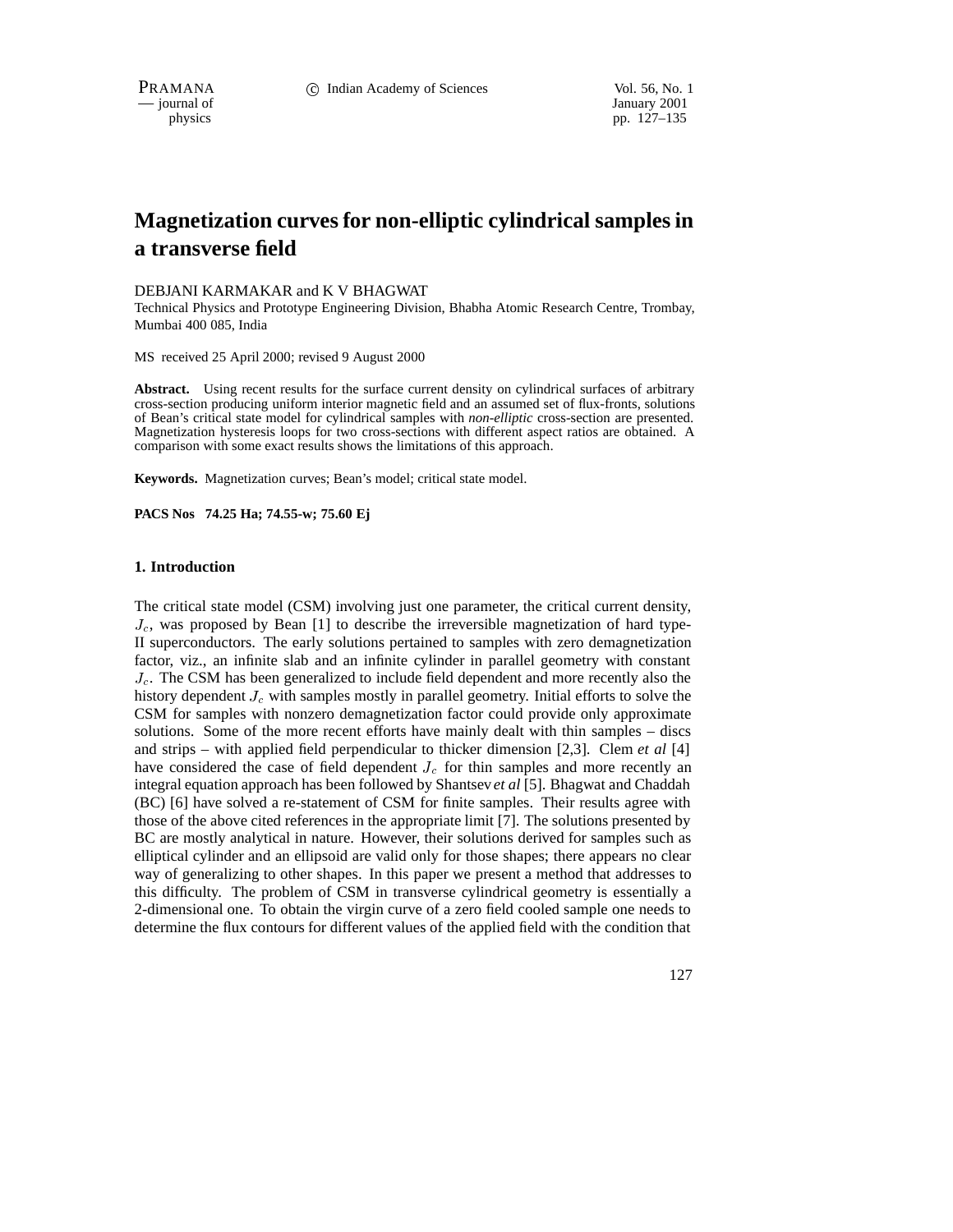# Magnetization curves for non-elliptic cylindrical samples in a transverse field

DEBJANI KARMAKAR and K V BHAGWAT

Technical Physics and Prototype Engineering Division, Bhabha Atomic Research Centre, Trombay, Mumbai 400 085, India

MS received 25 April 2000; revised 9 August 2000

**Abstract.** Using recent results for the surface current density on cylindrical surfaces of arbitrary cross-section producing uniform interior magnetic field and an assumed set of flux-fronts, solutions of Bean's critical state model for cylindrical samples with *non-elliptic* cross-section are presented. Magnetization hysteresis loops for two cross-sections with different aspect ratios are obtained. A comparison with some exact results shows the limitations of this approach.

**Keywords.** Magnetization curves; Bean's model; critical state model.

**PACS Nos 74.25 Ha; 74.55-w; 75.60 Ej**

## 1. Introduction

The critical state model (CSM) involving just one parameter, the critical current density, $J_c$, was proposed by Bean [1] to describe the irreversible magnetization of hard type-II superconductors. The early solutions pertained to samples with zero demagnetization factor, viz., an infinite slab and an infinite cylinder in parallel geometry with constant $J_c$. The CSM has been generalized to include field dependent and more recently also the history dependent $J_c$ with samples mostly in parallel geometry. Initial efforts to solve the CSM for samples with nonzero demagnetization factor could provide only approximate solutions. Some of the more recent efforts have mainly dealt with thin samples – discs and strips – with applied field perpendicular to thicker dimension [2,3]. Clem *et al* [4] have considered the case of field dependent $J_c$ for thin samples and more recently an integral equation approach has been followed by Shantsev *et al* [5]. Bhagwat and Chaddah (BC) [6] have solved a re-statement of CSM for finite samples. Their results agree with those of the above cited references in the appropriate limit [7]. The solutions presented by BC are mostly analytical in nature. However, their solutions derived for samples such as elliptical cylinder and an ellipsoid are valid only for those shapes; there appears no clear way of generalizing to other shapes. In this paper we present a method that addresses to this difficulty. The problem of CSM in transverse cylindrical geometry is essentially a 2-dimensional one. To obtain the virgin curve of a zero field cooled sample one needs to determine the flux contours for different values of the applied field with the condition that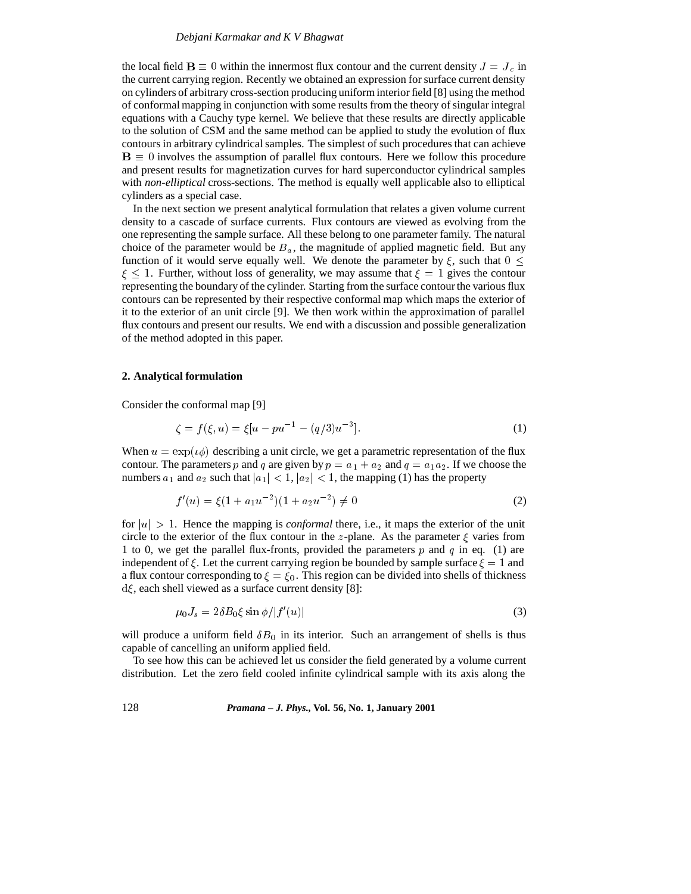the local field $\mathbf{B} \equiv 0$ within the innermost flux contour and the current density $J = J_c$ in the current carrying region. Recently we obtained an expression for surface current density on cylinders of arbitrary cross-section producing uniform interior field [8] using the method of conformal mapping in conjunction with some results from the theory of singular integral equations with a Cauchy type kernel. We believe that these results are directly applicable to the solution of CSM and the same method can be applied to study the evolution of flux contours in arbitrary cylindrical samples. The simplest of such procedures that can achieve $\mathbf{B} \equiv 0$ involves the assumption of parallel flux contours. Here we follow this procedure and present results for magnetization curves for hard superconductor cylindrical samples with *non-elliptical* cross-sections. The method is equally well applicable also to elliptical cylinders as a special case.

In the next section we present analytical formulation that relates a given volume current density to a cascade of surface currents. Flux contours are viewed as evolving from the one representing the sample surface. All these belong to one parameter family. The natural choice of the parameter would be $B_a$, the magnitude of applied magnetic field. But any function of it would serve equally well. We denote the parameter by $\xi$, such that $0 \leq \xi \leq 1$. Further, without loss of generality, we may assume that $\xi = 1$ gives the contour representing the boundary of the cylinder. Starting from the surface contour the various flux contours can be represented by their respective conformal map which maps the exterior of it to the exterior of an unit circle [9]. We then work within the approximation of parallel flux contours and present our results. We end with a discussion and possible generalization of the method adopted in this paper.

## 2. Analytical formulation

Consider the conformal map [9]

$$\zeta = f(\xi, u) = \xi[u - pu^{-1} - (q/3)u^{-3}]. \tag{1}$$

When $u = \exp(\iota\phi)$ describing a unit circle, we get a parametric representation of the flux contour. The parameters $p$ and $q$ are given by $p = a_1 + a_2$ and $q = a_1 a_2$. If we choose the numbers $a_1$ and $a_2$ such that $|a_1| < 1$, $|a_2| < 1$, the mapping (1) has the property

$$f'(u) = \xi(1 + a_1 u^{-2})(1 + a_2 u^{-2}) \neq 0 \tag{2}$$

for $|u| > 1$. Hence the mapping is *conformal* there, i.e., it maps the exterior of the unit circle to the exterior of the flux contour in the $z$-plane. As the parameter $\xi$ varies from 1 to 0, we get the parallel flux-fronts, provided the parameters $p$ and $q$ in eq. (1) are independent of $\xi$. Let the current carrying region be bounded by sample surface $\xi = 1$ and a flux contour corresponding to $\xi = \xi_0$. This region can be divided into shells of thickness $\mathrm{d}\xi$, each shell viewed as a surface current density [8]:

$$\mu_0 J_s = 2\delta B_0 \xi \sin\phi / |f'(u)| \tag{3}$$

will produce a uniform field $\delta B_0$ in its interior. Such an arrangement of shells is thus capable of cancelling an uniform applied field.

To see how this can be achieved let us consider the field generated by a volume current distribution. Let the zero field cooled infinite cylindrical sample with its axis along the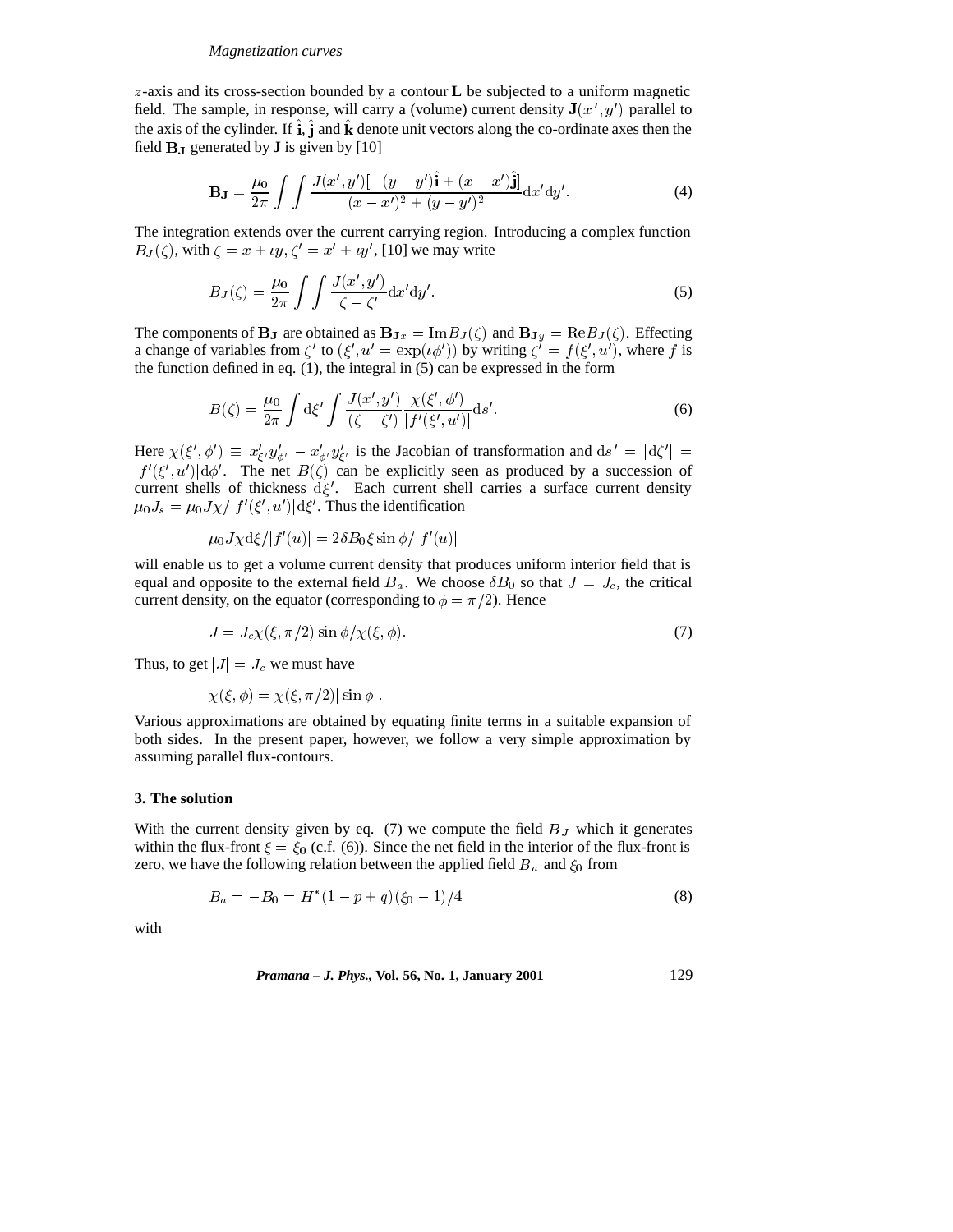$z$-axis and its cross-section bounded by a contour $\mathbf{L}$ be subjected to a uniform magnetic field. The sample, in response, will carry a (volume) current density $\mathbf{J}(x', y')$ parallel to the axis of the cylinder. If $\hat{\mathbf{i}}, \hat{\mathbf{j}}$ and $\hat{\mathbf{k}}$ denote unit vectors along the co-ordinate axes then the field $\mathbf{B_J}$ generated by $\mathbf{J}$ is given by [10]

$$\mathbf{B_J} = \frac{\mu_0}{2\pi} \int \int \frac{J(x', y')[-(y - y')\hat{\mathbf{i}} + (x - x')\hat{\mathbf{j}}]}{(x - x')^2 + (y - y')^2} \mathrm{d}x' \mathrm{d}y'. \tag{4}$$

The integration extends over the current carrying region. Introducing a complex function $B_J(\zeta)$, with $\zeta = x + \iota y, \zeta' = x' + \iota y'$, [10] we may write

$$B_J(\zeta) = \frac{\mu_0}{2\pi} \int \int \frac{J(x', y')}{\zeta - \zeta'} \mathrm{d}x' \mathrm{d}y'. \tag{5}$$

The components of $\mathbf{B_J}$ are obtained as $\mathbf{B_J}_x = \mathrm{Im} B_J(\zeta)$ and $\mathbf{B_J}_y = \mathrm{Re} B_J(\zeta)$. Effecting a change of variables from $\zeta'$ to $(\xi', u' = \exp(\iota\phi'))$ by writing $\zeta' = f(\xi', u')$, where $f$ is the function defined in eq. (1), the integral in (5) can be expressed in the form

$$B(\zeta) = \frac{\mu_0}{2\pi} \int \mathrm{d}\xi' \int \frac{J(x', y')}{(\zeta - \zeta')} \frac{\chi(\xi', \phi')}{|f'(\xi', u')|} \mathrm{d}s'. \tag{6}$$

Here $\chi(\xi', \phi') \equiv x'_{\xi'} y'_{\phi'} - x'_{\phi'} y'_{\xi'}$ is the Jacobian of transformation and $\mathrm{d}s' = |\mathrm{d}\zeta'| = |f'(\xi', u')| \mathrm{d}\phi'$. The net $B(\zeta)$ can be explicitly seen as produced by a succession of current shells of thickness $\mathrm{d}\xi'$. Each current shell carries a surface current density $\mu_0 J_s = \mu_0 J \chi / |f'(\xi', u')| \mathrm{d}\xi'$. Thus the identification

$$\mu_0 J \chi \mathrm{d}\xi / |f'(u)| = 2\delta B_0 \xi \sin\phi / |f'(u)|$$

will enable us to get a volume current density that produces uniform interior field that is equal and opposite to the external field $B_a$. We choose $\delta B_0$ so that $J = J_c$, the critical current density, on the equator (corresponding to $\phi = \pi/2$). Hence

$$J = J_c \chi(\xi, \pi/2) \sin\phi / \chi(\xi, \phi). \tag{7}$$

Thus, to get $|J| = J_c$ we must have

$$\chi(\xi, \phi) = \chi(\xi, \pi/2) |\sin\phi|.$$

Various approximations are obtained by equating finite terms in a suitable expansion of both sides. In the present paper, however, we follow a very simple approximation by assuming parallel flux-contours.

### 3. The solution

With the current density given by eq. (7) we compute the field $B_J$ which it generates within the flux-front $\xi = \xi_0$ (c.f. (6)). Since the net field in the interior of the flux-front is zero, we have the following relation between the applied field $B_a$ and $\xi_0$ from

$$B_a = -B_0 = H^*(1 - p + q)(\xi_0 - 1)/4 \tag{8}$$

with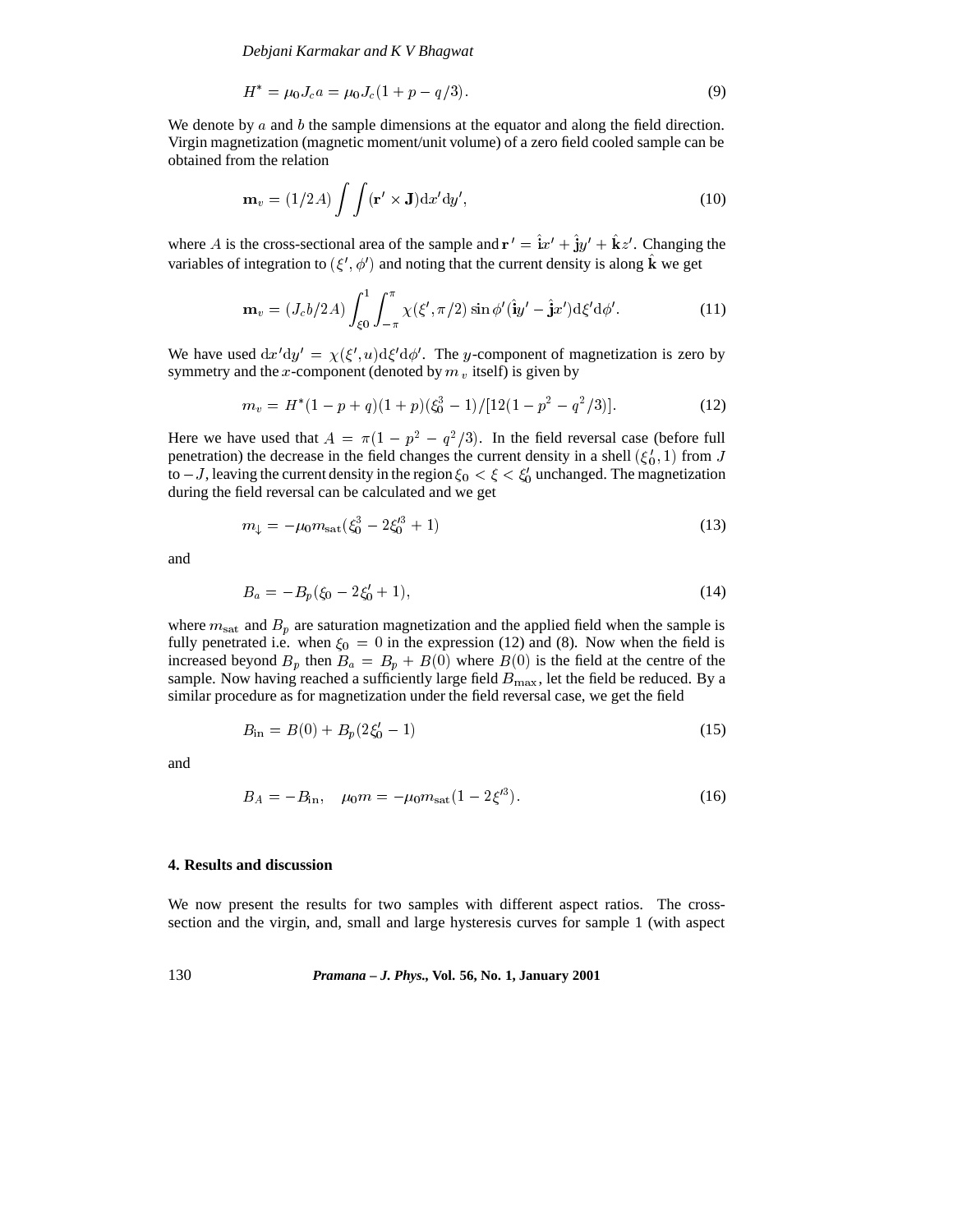$$H^* = \mu_0 J_c a = \mu_0 J_c (1 + p - q/3). \tag{9}$$

We denote by $a$ and $b$ the sample dimensions at the equator and along the field direction. Virgin magnetization (magnetic moment/unit volume) of a zero field cooled sample can be obtained from the relation

$$\mathbf{m}_v = (1/2A) \int\int (\mathbf{r}' \times \mathbf{J}) \mathrm{d}x' \mathrm{d}y', \tag{10}$$

where $A$ is the cross-sectional area of the sample and $\mathbf{r}' = \hat{\mathbf{i}}x' + \hat{\mathbf{j}}y' + \hat{\mathbf{k}}z'$. Changing the variables of integration to $(\xi', \phi')$ and noting that the current density is along $\hat{\mathbf{k}}$ we get

$$\mathbf{m}_v = (J_c b/2A) \int_{\xi_0}^{1} \int_{-\pi}^{\pi} \chi(\xi', \pi/2) \sin\phi' (\hat{\mathbf{i}}y' - \hat{\mathbf{j}}x') \mathrm{d}\xi' \mathrm{d}\phi'. \tag{11}$$

We have used $\mathrm{d}x'\mathrm{d}y' = \chi(\xi', u)\mathrm{d}\xi'\mathrm{d}\phi'$. The $y$-component of magnetization is zero by symmetry and the $x$-component (denoted by $m_v$ itself) is given by

$$m_v = H^*(1 - p + q)(1 + p)(\xi_0^3 - 1)/[12(1 - p^2 - q^2/3)]. \tag{12}$$

Here we have used that $A = \pi(1 - p^2 - q^2/3)$. In the field reversal case (before full penetration) the decrease in the field changes the current density in a shell $(\xi_0', 1)$ from $J$ to $-J$, leaving the current density in the region $\xi_0 < \xi < \xi_0'$ unchanged. The magnetization during the field reversal can be calculated and we get

$$m_\downarrow = -\mu_0 m_{\mathrm{sat}} (\xi_0^3 - 2\xi_0'^3 + 1) \tag{13}$$

and

$$B_a = -B_p(\xi_0 - 2\xi_0' + 1), \tag{14}$$

where $m_{\mathrm{sat}}$ and $B_p$ are saturation magnetization and the applied field when the sample is fully penetrated i.e. when $\xi_0 = 0$ in the expression (12) and (8). Now when the field is increased beyond $B_p$ then $B_a = B_p + B(0)$ where $B(0)$ is the field at the centre of the sample. Now having reached a sufficiently large field $B_{\max}$, let the field be reduced. By a similar procedure as for magnetization under the field reversal case, we get the field

$$B_{\mathrm{in}} = B(0) + B_p(2\xi_0' - 1) \tag{15}$$

and

$$B_A = -B_{\mathrm{in}}, \quad \mu_0 m = -\mu_0 m_{\mathrm{sat}} (1 - 2\xi'^3). \tag{16}$$

## 4. Results and discussion

We now present the results for two samples with different aspect ratios. The cross-section and the virgin, and, small and large hysteresis curves for sample 1 (with aspect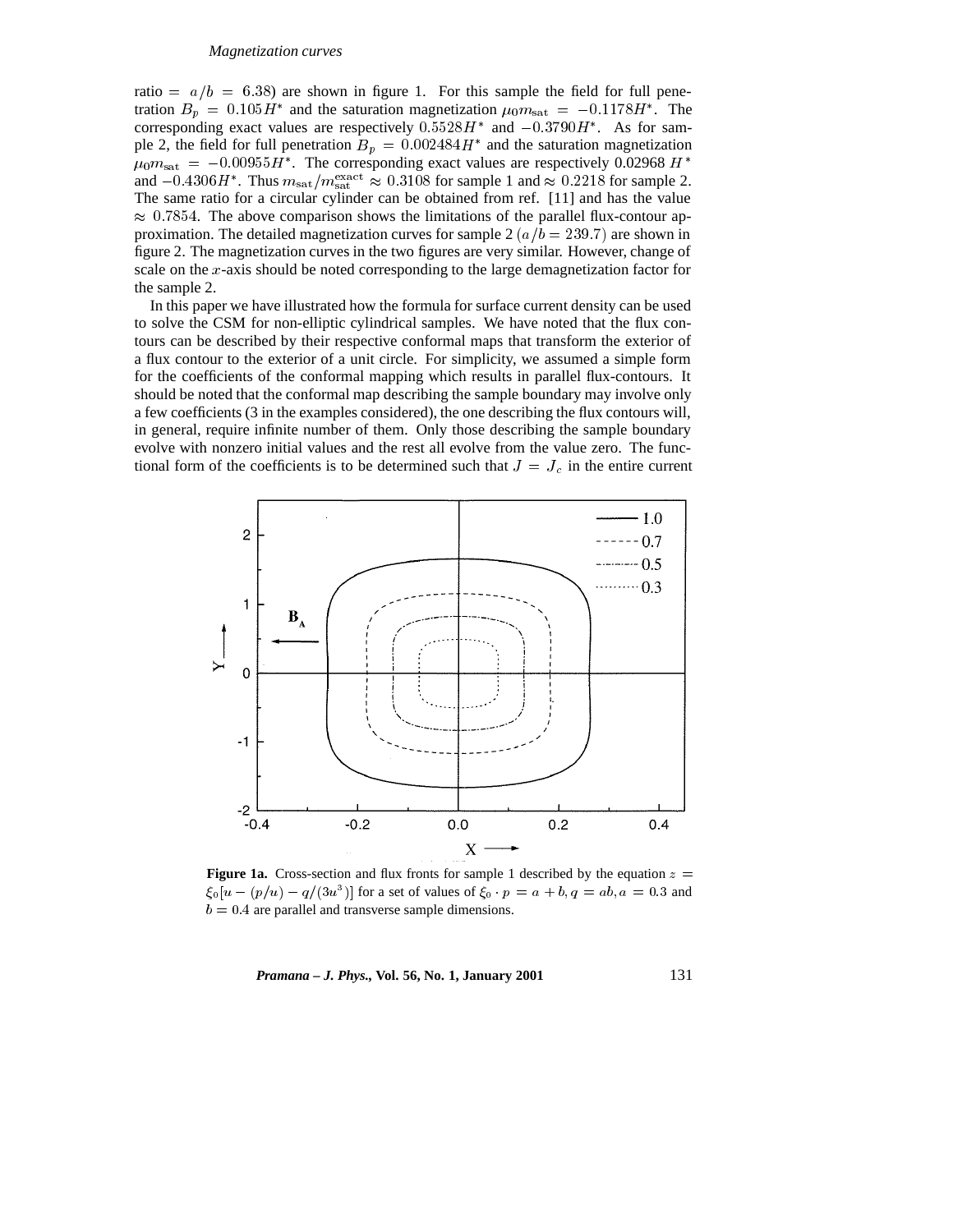ratio = $a/b = 6.38$) are shown in figure 1. For this sample the field for full penetration $B_p = 0.105H^*$ and the saturation magnetization $\mu_0 m_{\rm sat} = -0.1178H^*$. The corresponding exact values are respectively $0.5528H^*$ and $-0.3790H^*$. As for sample 2, the field for full penetration $B_p = 0.002484H^*$ and the saturation magnetization $\mu_0 m_{\rm sat} = -0.00955H^*$. The corresponding exact values are respectively 0.02968 $H^*$ and $-0.4306H^*$. Thus $m_{\rm sat}/m_{\rm sat}^{\rm exact} \approx 0.3108$ for sample 1 and $\approx 0.2218$ for sample 2. The same ratio for a circular cylinder can be obtained from ref. [11] and has the value $\approx 0.7854$. The above comparison shows the limitations of the parallel flux-contour approximation. The detailed magnetization curves for sample 2 ($a/b = 239.7$) are shown in figure 2. The magnetization curves in the two figures are very similar. However, change of scale on the $x$-axis should be noted corresponding to the large demagnetization factor for the sample 2.

In this paper we have illustrated how the formula for surface current density can be used to solve the CSM for non-elliptic cylindrical samples. We have noted that the flux contours can be described by their respective conformal maps that transform the exterior of a flux contour to the exterior of a unit circle. For simplicity, we assumed a simple form for the coefficients of the conformal mapping which results in parallel flux-contours. It should be noted that the conformal map describing the sample boundary may involve only a few coefficients (3 in the examples considered), the one describing the flux contours will, in general, require infinite number of them. Only those describing the sample boundary evolve with nonzero initial values and the rest all evolve from the value zero. The functional form of the coefficients is to be determined such that $J = J_c$ in the entire current

**Figure 1a.** Cross-section and flux fronts for sample 1 described by the equation $z = \xi_0[u - (p/u) - q/(3u^3)]$ for a set of values of $\xi_0 \cdot p = a + b, q = ab, a = 0.3$ and $b = 0.4$ are parallel and transverse sample dimensions.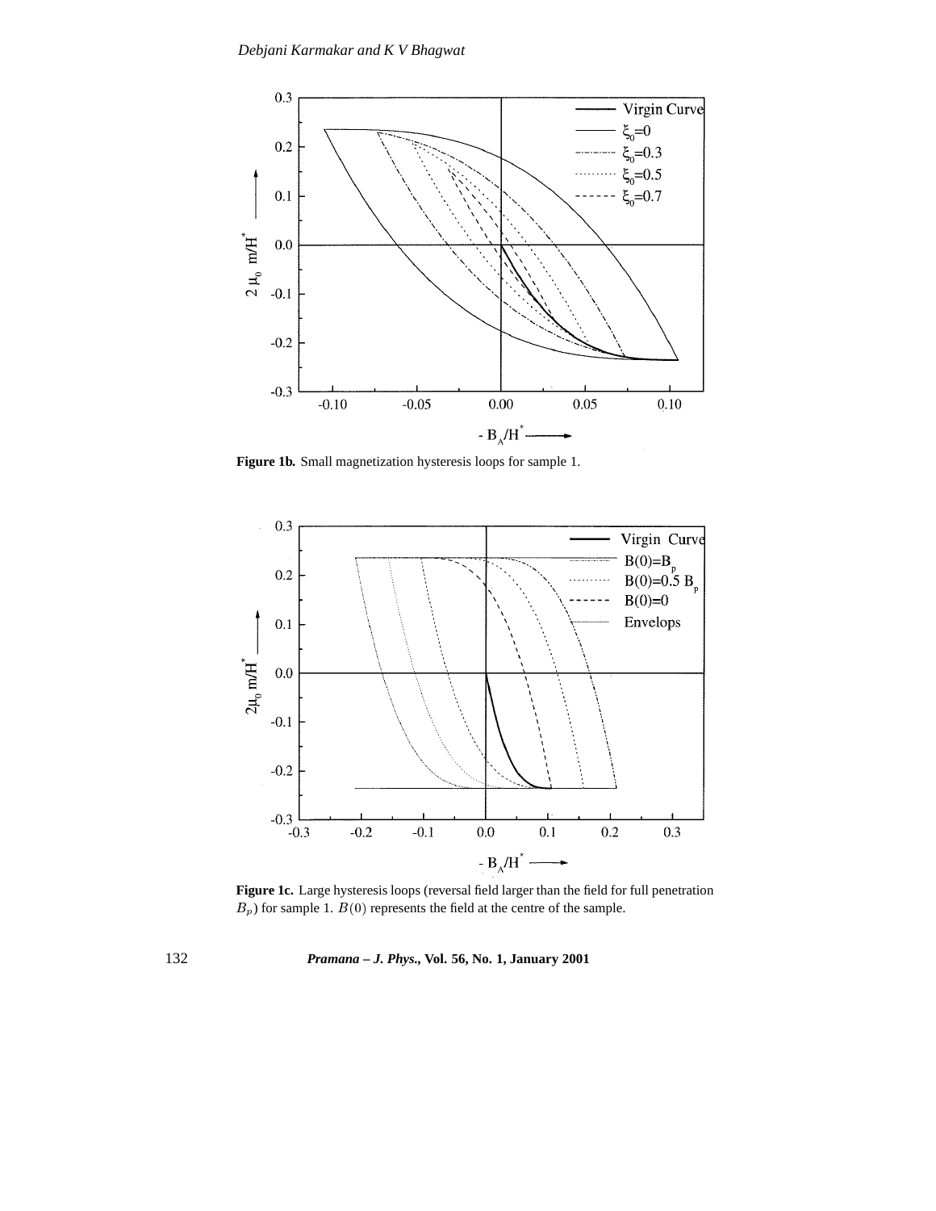**Figure 1b.** Small magnetization hysteresis loops for sample 1.

**Figure 1c.** Large hysteresis loops (reversal field larger than the field for full penetration $B_p$) for sample 1. $B(0)$ represents the field at the centre of the sample.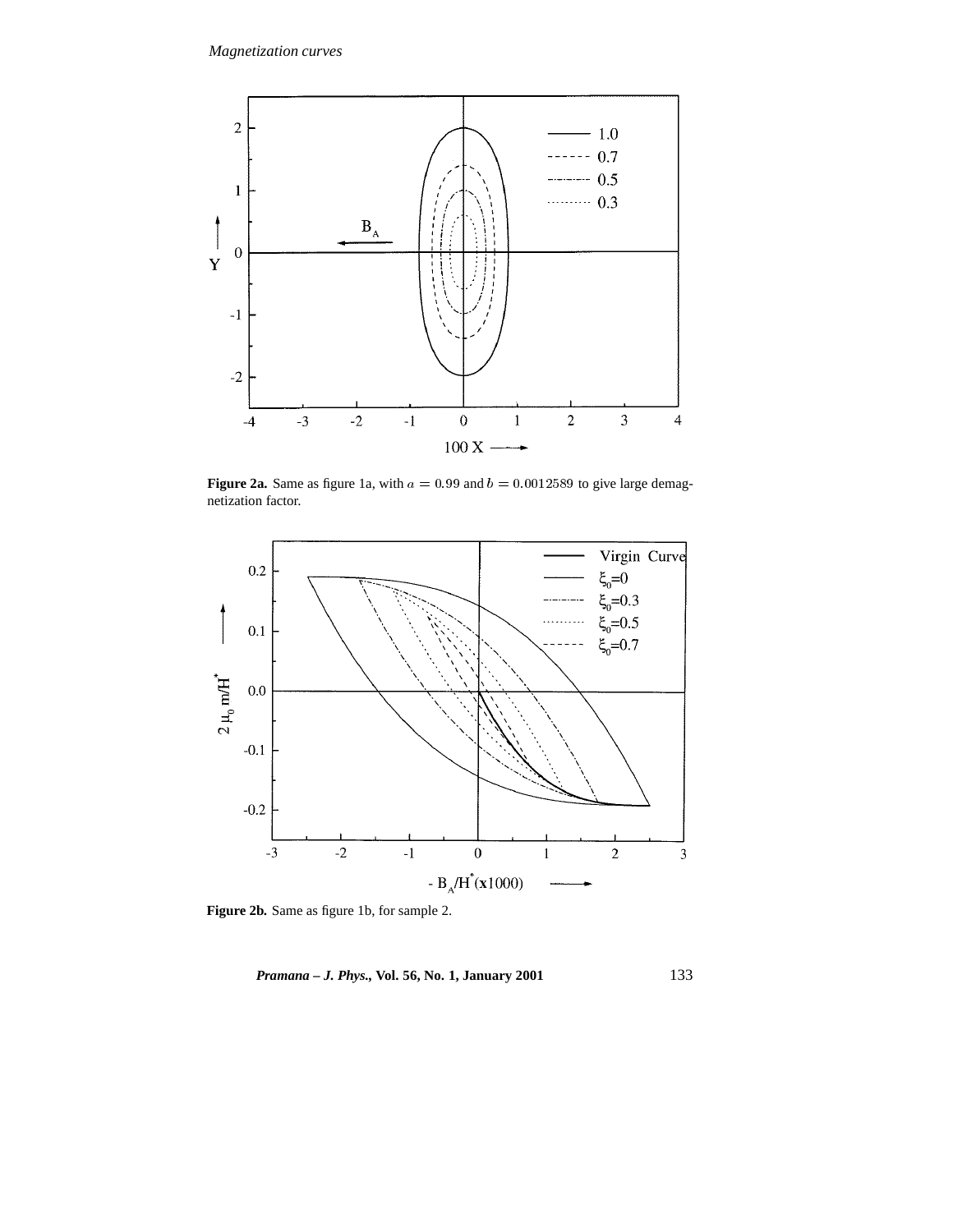**Figure 2a.** Same as figure 1a, with $a = 0.99$ and $b = 0.0012589$ to give large demagnetization factor.

**Figure 2b.** Same as figure 1b, for sample 2.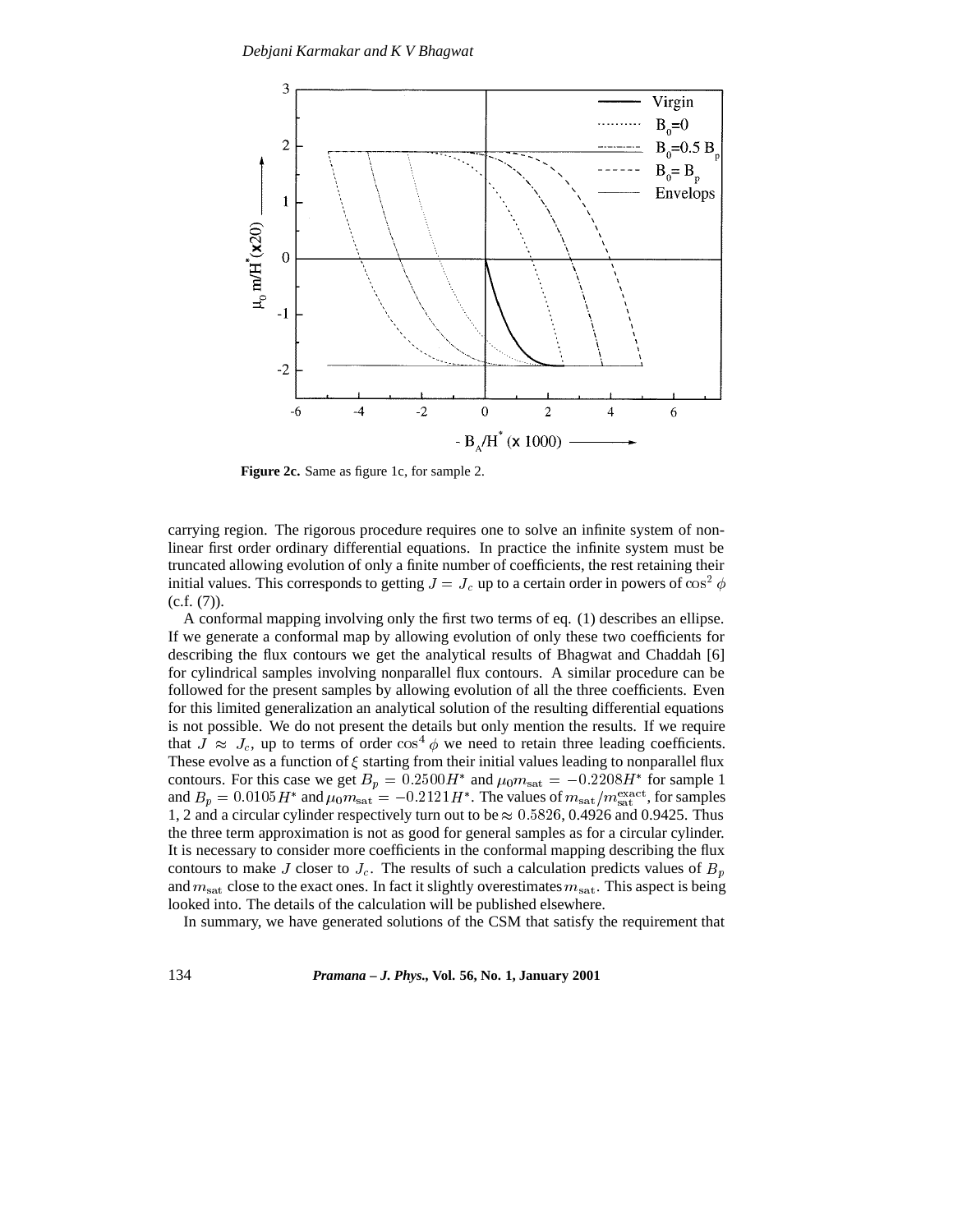**Figure 2c.** Same as figure 1c, for sample 2.

carrying region. The rigorous procedure requires one to solve an infinite system of non-linear first order ordinary differential equations. In practice the infinite system must be truncated allowing evolution of only a finite number of coefficients, the rest retaining their initial values. This corresponds to getting $J = J_c$ up to a certain order in powers of $\cos^2 \phi$ (c.f. (7)).

A conformal mapping involving only the first two terms of eq. (1) describes an ellipse. If we generate a conformal map by allowing evolution of only these two coefficients for describing the flux contours we get the analytical results of Bhagwat and Chaddah [6] for cylindrical samples involving nonparallel flux contours. A similar procedure can be followed for the present samples by allowing evolution of all the three coefficients. Even for this limited generalization an analytical solution of the resulting differential equations is not possible. We do not present the details but only mention the results. If we require that $J \approx J_c$, up to terms of order $\cos^4 \phi$ we need to retain three leading coefficients. These evolve as a function of $\xi$ starting from their initial values leading to nonparallel flux contours. For this case we get $B_p = 0.2500H^*$ and $\mu_0 m_{\rm sat} = -0.2208H^*$ for sample 1 and $B_p = 0.0105H^*$ and $\mu_0 m_{\rm sat} = -0.2121H^*$. The values of $m_{\rm sat}/m_{\rm sat}^{\rm exact}$, for samples 1, 2 and a circular cylinder respectively turn out to be $\approx 0.5826$, 0.4926 and 0.9425. Thus the three term approximation is not as good for general samples as for a circular cylinder. It is necessary to consider more coefficients in the conformal mapping describing the flux contours to make $J$ closer to $J_c$. The results of such a calculation predicts values of $B_p$ and $m_{\rm sat}$ close to the exact ones. In fact it slightly overestimates $m_{\rm sat}$. This aspect is being looked into. The details of the calculation will be published elsewhere.

In summary, we have generated solutions of the CSM that satisfy the requirement that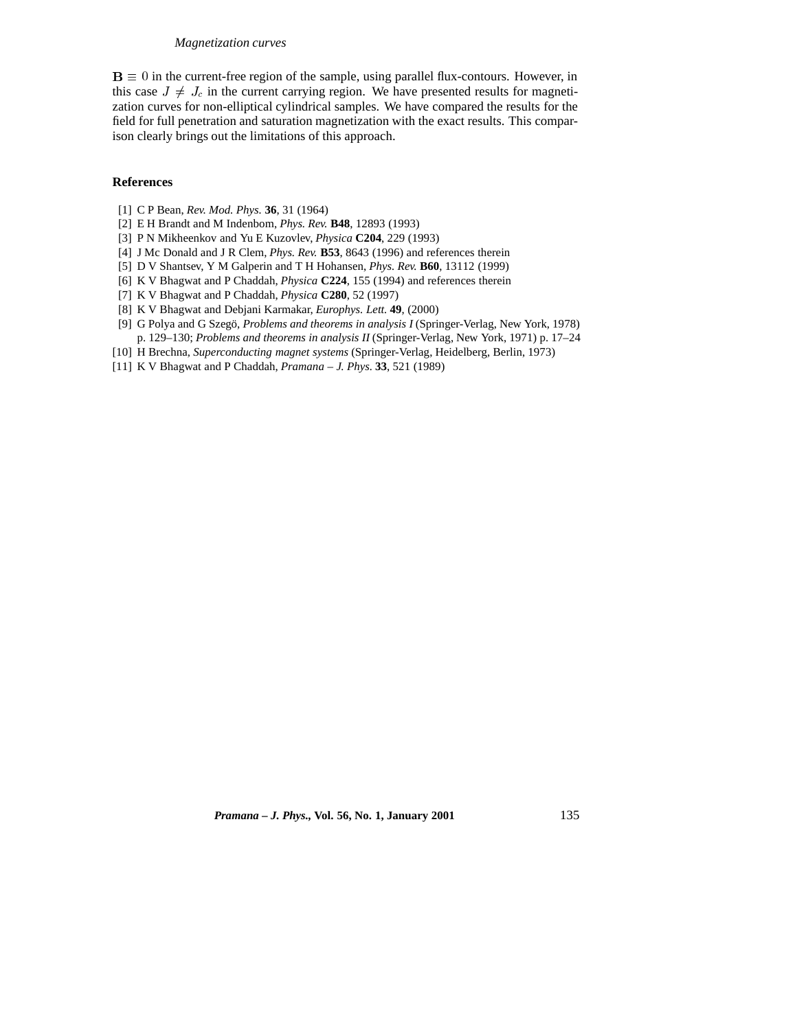$\mathbf{B} \equiv 0$ in the current-free region of the sample, using parallel flux-contours. However, in this case $J \neq J_c$ in the current carrying region. We have presented results for magnetization curves for non-elliptical cylindrical samples. We have compared the results for the field for full penetration and saturation magnetization with the exact results. This comparison clearly brings out the limitations of this approach.

## References

[1] C P Bean, *Rev. Mod. Phys.* **36**, 31 (1964)

[2] E H Brandt and M Indenbom, *Phys. Rev.* **B48**, 12893 (1993)

[3] P N Mikheenkov and Yu E Kuzovlev, *Physica* **C204**, 229 (1993)

[4] J Mc Donald and J R Clem, *Phys. Rev.* **B53**, 8643 (1996) and references therein

[5] D V Shantsev, Y M Galperin and T H Hohansen, *Phys. Rev.* **B60**, 13112 (1999)

[6] K V Bhagwat and P Chaddah, *Physica* **C224**, 155 (1994) and references therein

[7] K V Bhagwat and P Chaddah, *Physica* **C280**, 52 (1997)

[8] K V Bhagwat and Debjani Karmakar, *Europhys. Lett.* **49**, (2000)

[9] G Polya and G Szegö, *Problems and theorems in analysis I* (Springer-Verlag, New York, 1978) p. 129–130; *Problems and theorems in analysis II* (Springer-Verlag, New York, 1971) p. 17–24

[10] H Brechna, *Superconducting magnet systems* (Springer-Verlag, Heidelberg, Berlin, 1973)

[11] K V Bhagwat and P Chaddah, *Pramana – J. Phys.* **33**, 521 (1989)